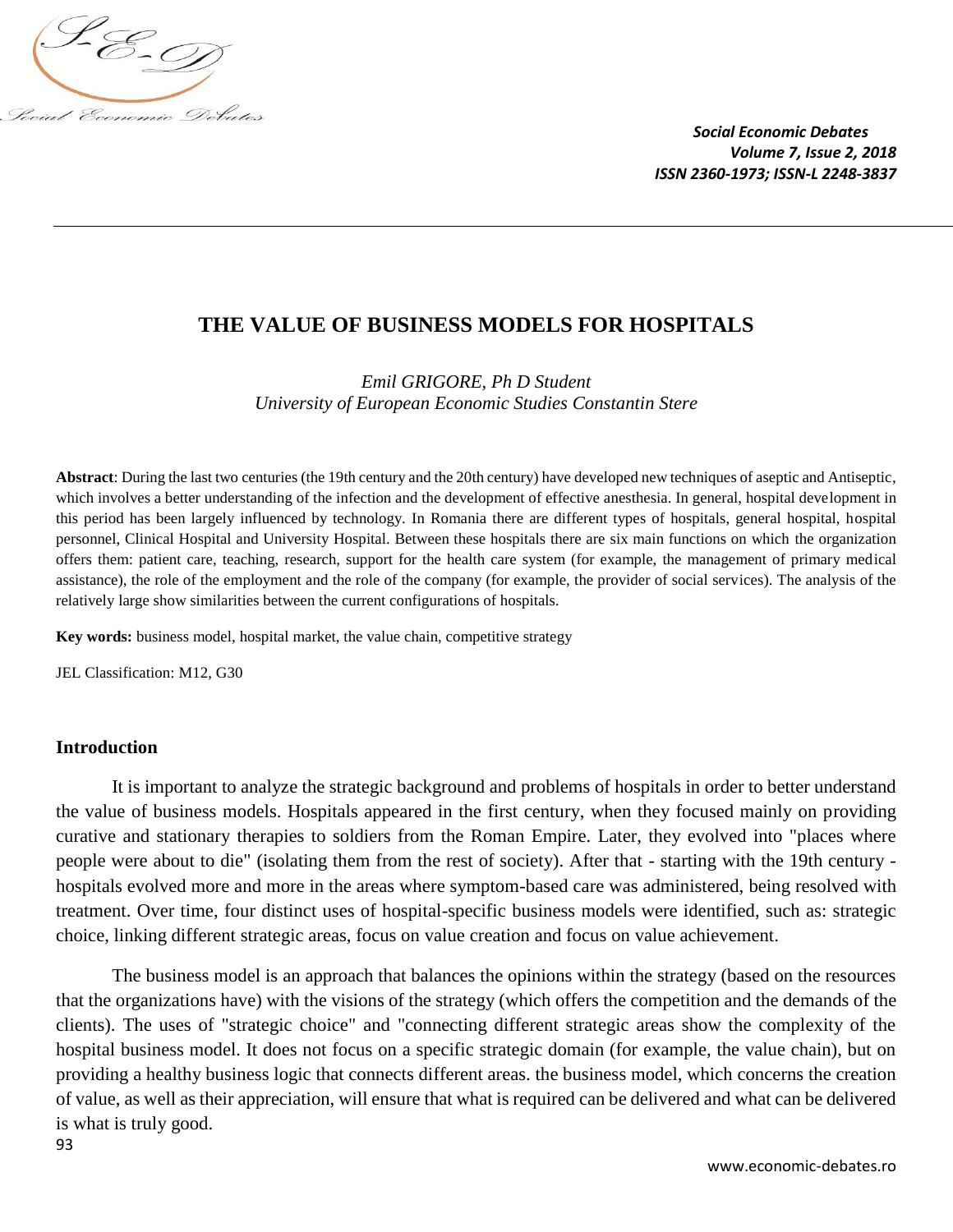# THE VALUE OF BUSINESS MODELS FOR HOSPITALS

*Emil GRIGORE, Ph D Student*
*University of European Economic Studies Constantin Stere*

**Abstract**: During the last two centuries (the 19th century and the 20th century) have developed new techniques of aseptic and Antiseptic, which involves a better understanding of the infection and the development of effective anesthesia. In general, hospital development in this period has been largely influenced by technology. In Romania there are different types of hospitals, general hospital, hospital personnel, Clinical Hospital and University Hospital. Between these hospitals there are six main functions on which the organization offers them: patient care, teaching, research, support for the health care system (for example, the management of primary medical assistance), the role of the employment and the role of the company (for example, the provider of social services). The analysis of the relatively large show similarities between the current configurations of hospitals.

**Key words:** business model, hospital market, the value chain, competitive strategy

JEL Classification: M12, G30

## Introduction

It is important to analyze the strategic background and problems of hospitals in order to better understand the value of business models. Hospitals appeared in the first century, when they focused mainly on providing curative and stationary therapies to soldiers from the Roman Empire. Later, they evolved into "places where people were about to die" (isolating them from the rest of society). After that - starting with the 19th century - hospitals evolved more and more in the areas where symptom-based care was administered, being resolved with treatment. Over time, four distinct uses of hospital-specific business models were identified, such as: strategic choice, linking different strategic areas, focus on value creation and focus on value achievement.

The business model is an approach that balances the opinions within the strategy (based on the resources that the organizations have) with the visions of the strategy (which offers the competition and the demands of the clients). The uses of "strategic choice" and "connecting different strategic areas show the complexity of the hospital business model. It does not focus on a specific strategic domain (for example, the value chain), but on providing a healthy business logic that connects different areas. the business model, which concerns the creation of value, as well as their appreciation, will ensure that what is required can be delivered and what can be delivered is what is truly good.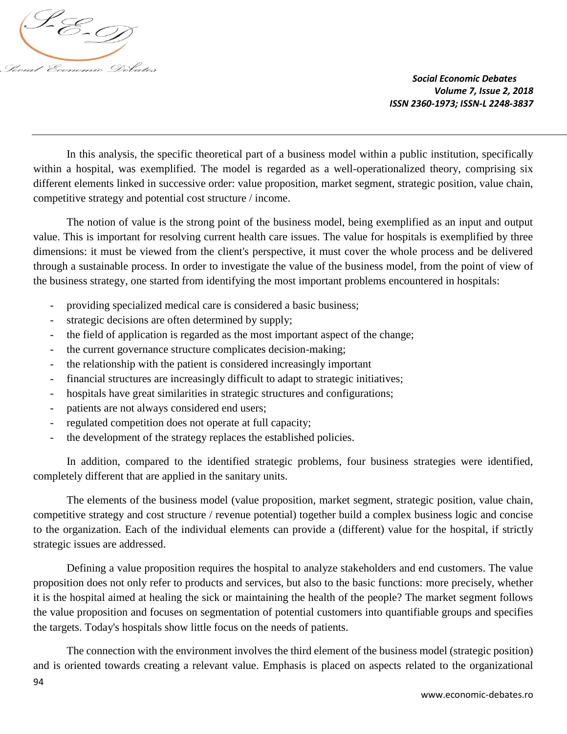In this analysis, the specific theoretical part of a business model within a public institution, specifically within a hospital, was exemplified. The model is regarded as a well-operationalized theory, comprising six different elements linked in successive order: value proposition, market segment, strategic position, value chain, competitive strategy and potential cost structure / income.

The notion of value is the strong point of the business model, being exemplified as an input and output value. This is important for resolving current health care issues. The value for hospitals is exemplified by three dimensions: it must be viewed from the client's perspective, it must cover the whole process and be delivered through a sustainable process. In order to investigate the value of the business model, from the point of view of the business strategy, one started from identifying the most important problems encountered in hospitals:

- providing specialized medical care is considered a basic business;
- strategic decisions are often determined by supply;
- the field of application is regarded as the most important aspect of the change;
- the current governance structure complicates decision-making;
- the relationship with the patient is considered increasingly important
- financial structures are increasingly difficult to adapt to strategic initiatives;
- hospitals have great similarities in strategic structures and configurations;
- patients are not always considered end users;
- regulated competition does not operate at full capacity;
- the development of the strategy replaces the established policies.

In addition, compared to the identified strategic problems, four business strategies were identified, completely different that are applied in the sanitary units.

The elements of the business model (value proposition, market segment, strategic position, value chain, competitive strategy and cost structure / revenue potential) together build a complex business logic and concise to the organization. Each of the individual elements can provide a (different) value for the hospital, if strictly strategic issues are addressed.

Defining a value proposition requires the hospital to analyze stakeholders and end customers. The value proposition does not only refer to products and services, but also to the basic functions: more precisely, whether it is the hospital aimed at healing the sick or maintaining the health of the people? The market segment follows the value proposition and focuses on segmentation of potential customers into quantifiable groups and specifies the targets. Today's hospitals show little focus on the needs of patients.

The connection with the environment involves the third element of the business model (strategic position) and is oriented towards creating a relevant value. Emphasis is placed on aspects related to the organizational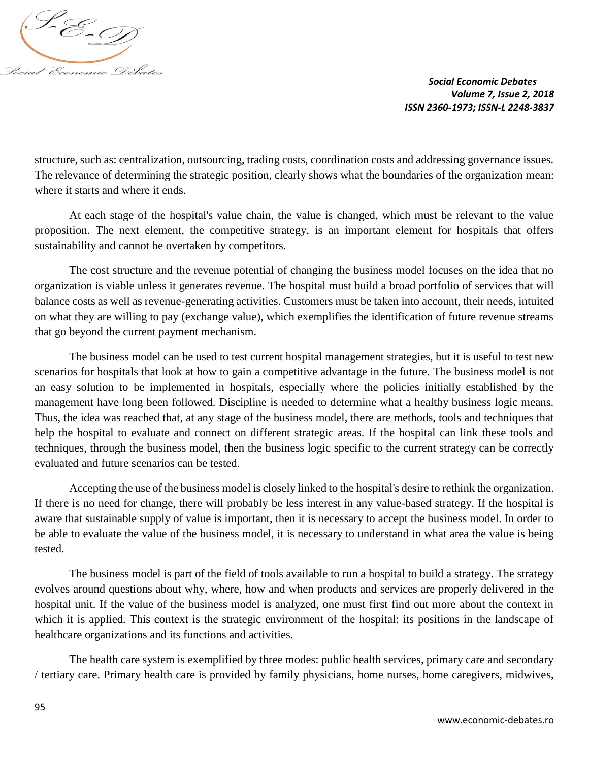structure, such as: centralization, outsourcing, trading costs, coordination costs and addressing governance issues. The relevance of determining the strategic position, clearly shows what the boundaries of the organization mean: where it starts and where it ends.

At each stage of the hospital's value chain, the value is changed, which must be relevant to the value proposition. The next element, the competitive strategy, is an important element for hospitals that offers sustainability and cannot be overtaken by competitors.

The cost structure and the revenue potential of changing the business model focuses on the idea that no organization is viable unless it generates revenue. The hospital must build a broad portfolio of services that will balance costs as well as revenue-generating activities. Customers must be taken into account, their needs, intuited on what they are willing to pay (exchange value), which exemplifies the identification of future revenue streams that go beyond the current payment mechanism.

The business model can be used to test current hospital management strategies, but it is useful to test new scenarios for hospitals that look at how to gain a competitive advantage in the future. The business model is not an easy solution to be implemented in hospitals, especially where the policies initially established by the management have long been followed. Discipline is needed to determine what a healthy business logic means. Thus, the idea was reached that, at any stage of the business model, there are methods, tools and techniques that help the hospital to evaluate and connect on different strategic areas. If the hospital can link these tools and techniques, through the business model, then the business logic specific to the current strategy can be correctly evaluated and future scenarios can be tested.

Accepting the use of the business model is closely linked to the hospital's desire to rethink the organization. If there is no need for change, there will probably be less interest in any value-based strategy. If the hospital is aware that sustainable supply of value is important, then it is necessary to accept the business model. In order to be able to evaluate the value of the business model, it is necessary to understand in what area the value is being tested.

The business model is part of the field of tools available to run a hospital to build a strategy. The strategy evolves around questions about why, where, how and when products and services are properly delivered in the hospital unit. If the value of the business model is analyzed, one must first find out more about the context in which it is applied. This context is the strategic environment of the hospital: its positions in the landscape of healthcare organizations and its functions and activities.

The health care system is exemplified by three modes: public health services, primary care and secondary / tertiary care. Primary health care is provided by family physicians, home nurses, home caregivers, midwives,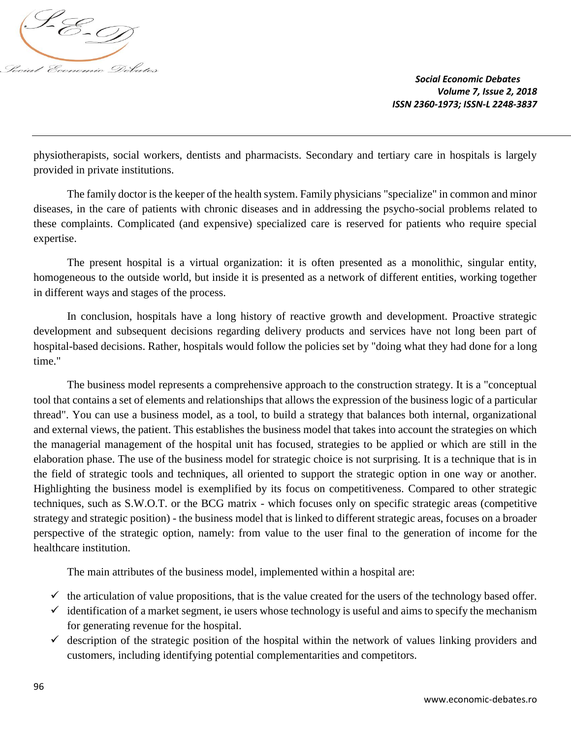physiotherapists, social workers, dentists and pharmacists. Secondary and tertiary care in hospitals is largely provided in private institutions.

The family doctor is the keeper of the health system. Family physicians "specialize" in common and minor diseases, in the care of patients with chronic diseases and in addressing the psycho-social problems related to these complaints. Complicated (and expensive) specialized care is reserved for patients who require special expertise.

The present hospital is a virtual organization: it is often presented as a monolithic, singular entity, homogeneous to the outside world, but inside it is presented as a network of different entities, working together in different ways and stages of the process.

In conclusion, hospitals have a long history of reactive growth and development. Proactive strategic development and subsequent decisions regarding delivery products and services have not long been part of hospital-based decisions. Rather, hospitals would follow the policies set by "doing what they had done for a long time."

The business model represents a comprehensive approach to the construction strategy. It is a "conceptual tool that contains a set of elements and relationships that allows the expression of the business logic of a particular thread". You can use a business model, as a tool, to build a strategy that balances both internal, organizational and external views, the patient. This establishes the business model that takes into account the strategies on which the managerial management of the hospital unit has focused, strategies to be applied or which are still in the elaboration phase. The use of the business model for strategic choice is not surprising. It is a technique that is in the field of strategic tools and techniques, all oriented to support the strategic option in one way or another. Highlighting the business model is exemplified by its focus on competitiveness. Compared to other strategic techniques, such as S.W.O.T. or the BCG matrix - which focuses only on specific strategic areas (competitive strategy and strategic position) - the business model that is linked to different strategic areas, focuses on a broader perspective of the strategic option, namely: from value to the user final to the generation of income for the healthcare institution.

The main attributes of the business model, implemented within a hospital are:

- ✓ the articulation of value propositions, that is the value created for the users of the technology based offer.
- ✓ identification of a market segment, ie users whose technology is useful and aims to specify the mechanism for generating revenue for the hospital.
- ✓ description of the strategic position of the hospital within the network of values linking providers and customers, including identifying potential complementarities and competitors.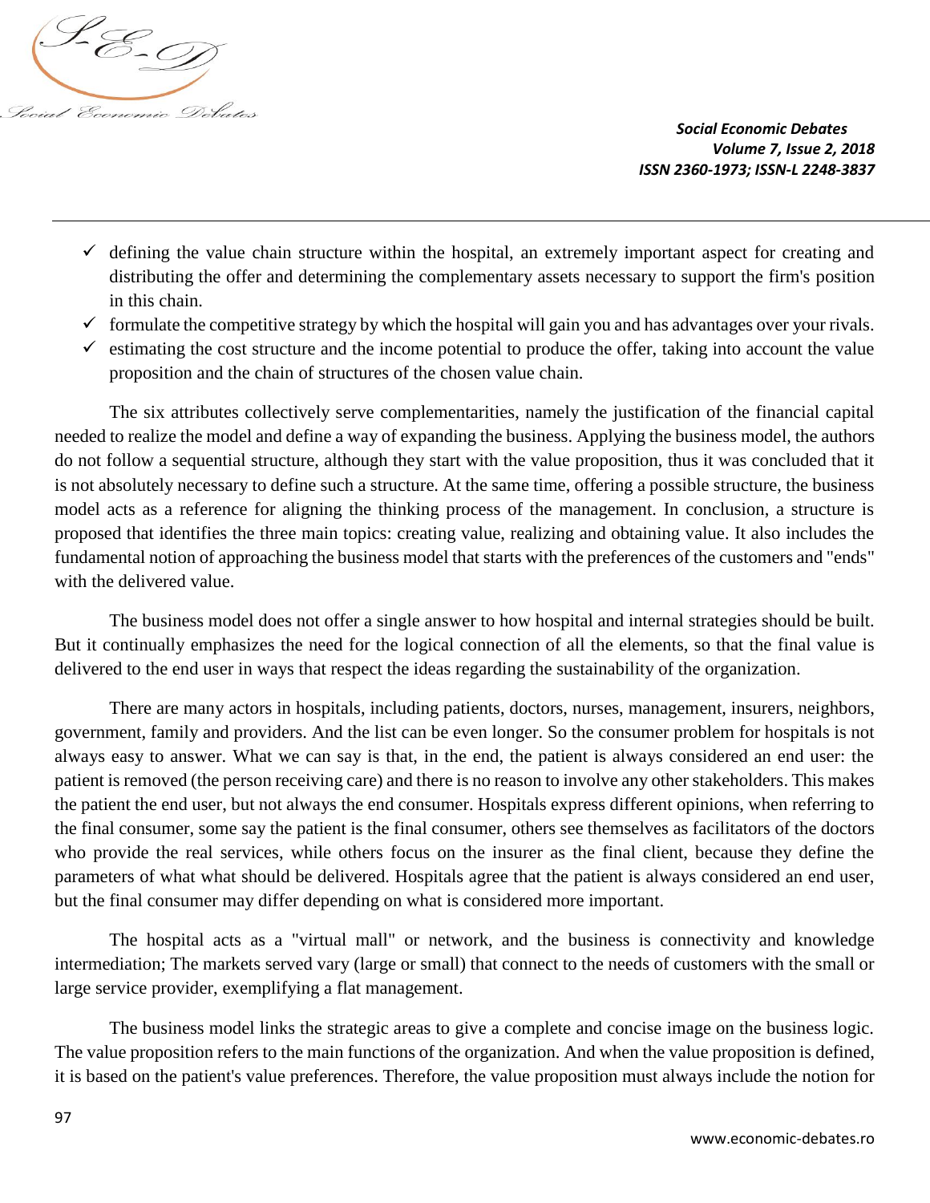- ✓ defining the value chain structure within the hospital, an extremely important aspect for creating and distributing the offer and determining the complementary assets necessary to support the firm's position in this chain.
- ✓ formulate the competitive strategy by which the hospital will gain you and has advantages over your rivals.
- ✓ estimating the cost structure and the income potential to produce the offer, taking into account the value proposition and the chain of structures of the chosen value chain.

The six attributes collectively serve complementarities, namely the justification of the financial capital needed to realize the model and define a way of expanding the business. Applying the business model, the authors do not follow a sequential structure, although they start with the value proposition, thus it was concluded that it is not absolutely necessary to define such a structure. At the same time, offering a possible structure, the business model acts as a reference for aligning the thinking process of the management. In conclusion, a structure is proposed that identifies the three main topics: creating value, realizing and obtaining value. It also includes the fundamental notion of approaching the business model that starts with the preferences of the customers and "ends" with the delivered value.

The business model does not offer a single answer to how hospital and internal strategies should be built. But it continually emphasizes the need for the logical connection of all the elements, so that the final value is delivered to the end user in ways that respect the ideas regarding the sustainability of the organization.

There are many actors in hospitals, including patients, doctors, nurses, management, insurers, neighbors, government, family and providers. And the list can be even longer. So the consumer problem for hospitals is not always easy to answer. What we can say is that, in the end, the patient is always considered an end user: the patient is removed (the person receiving care) and there is no reason to involve any other stakeholders. This makes the patient the end user, but not always the end consumer. Hospitals express different opinions, when referring to the final consumer, some say the patient is the final consumer, others see themselves as facilitators of the doctors who provide the real services, while others focus on the insurer as the final client, because they define the parameters of what what should be delivered. Hospitals agree that the patient is always considered an end user, but the final consumer may differ depending on what is considered more important.

The hospital acts as a "virtual mall" or network, and the business is connectivity and knowledge intermediation; The markets served vary (large or small) that connect to the needs of customers with the small or large service provider, exemplifying a flat management.

The business model links the strategic areas to give a complete and concise image on the business logic. The value proposition refers to the main functions of the organization. And when the value proposition is defined, it is based on the patient's value preferences. Therefore, the value proposition must always include the notion for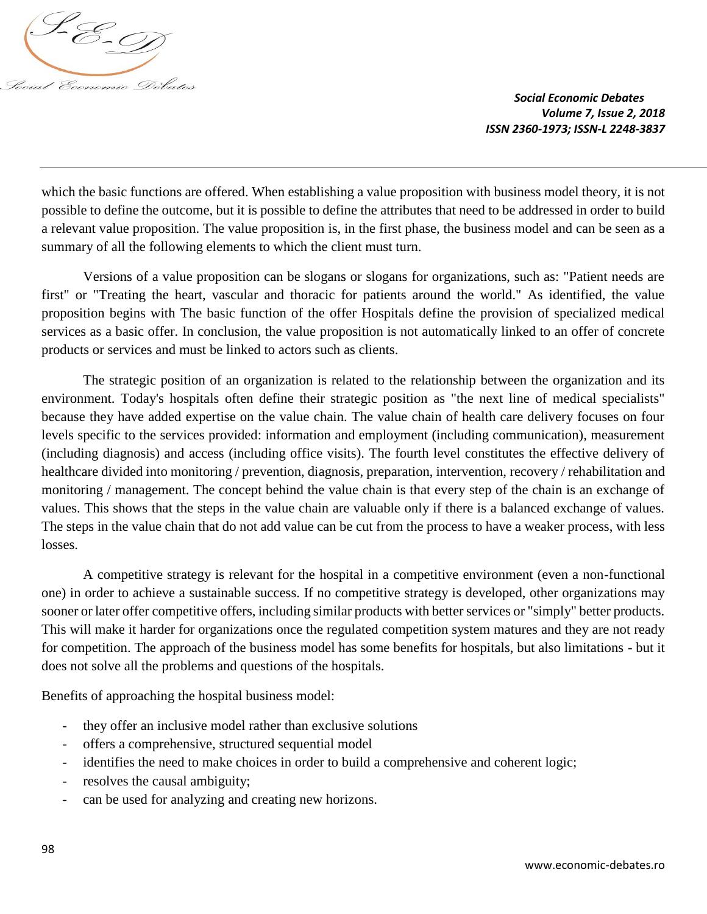which the basic functions are offered. When establishing a value proposition with business model theory, it is not possible to define the outcome, but it is possible to define the attributes that need to be addressed in order to build a relevant value proposition. The value proposition is, in the first phase, the business model and can be seen as a summary of all the following elements to which the client must turn.

Versions of a value proposition can be slogans or slogans for organizations, such as: "Patient needs are first" or "Treating the heart, vascular and thoracic for patients around the world." As identified, the value proposition begins with The basic function of the offer Hospitals define the provision of specialized medical services as a basic offer. In conclusion, the value proposition is not automatically linked to an offer of concrete products or services and must be linked to actors such as clients.

The strategic position of an organization is related to the relationship between the organization and its environment. Today's hospitals often define their strategic position as "the next line of medical specialists" because they have added expertise on the value chain. The value chain of health care delivery focuses on four levels specific to the services provided: information and employment (including communication), measurement (including diagnosis) and access (including office visits). The fourth level constitutes the effective delivery of healthcare divided into monitoring / prevention, diagnosis, preparation, intervention, recovery / rehabilitation and monitoring / management. The concept behind the value chain is that every step of the chain is an exchange of values. This shows that the steps in the value chain are valuable only if there is a balanced exchange of values. The steps in the value chain that do not add value can be cut from the process to have a weaker process, with less losses.

A competitive strategy is relevant for the hospital in a competitive environment (even a non-functional one) in order to achieve a sustainable success. If no competitive strategy is developed, other organizations may sooner or later offer competitive offers, including similar products with better services or "simply" better products. This will make it harder for organizations once the regulated competition system matures and they are not ready for competition. The approach of the business model has some benefits for hospitals, but also limitations - but it does not solve all the problems and questions of the hospitals.

Benefits of approaching the hospital business model:

- they offer an inclusive model rather than exclusive solutions
- offers a comprehensive, structured sequential model
- identifies the need to make choices in order to build a comprehensive and coherent logic;
- resolves the causal ambiguity;
- can be used for analyzing and creating new horizons.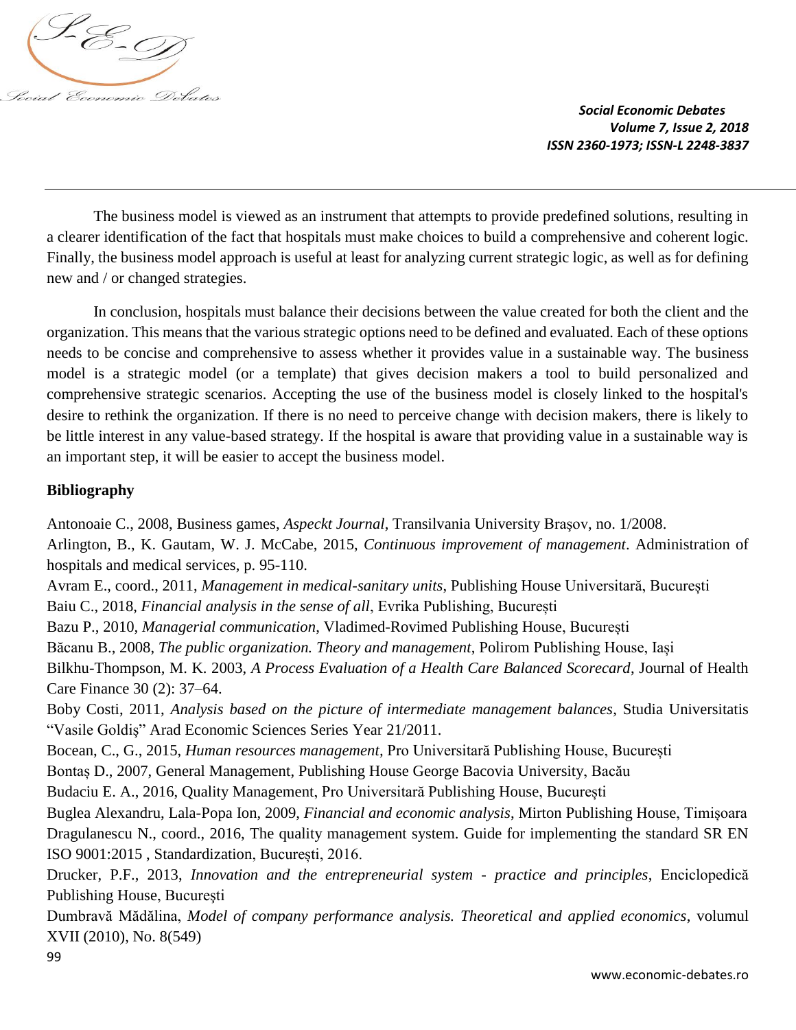The business model is viewed as an instrument that attempts to provide predefined solutions, resulting in a clearer identification of the fact that hospitals must make choices to build a comprehensive and coherent logic. Finally, the business model approach is useful at least for analyzing current strategic logic, as well as for defining new and / or changed strategies.

In conclusion, hospitals must balance their decisions between the value created for both the client and the organization. This means that the various strategic options need to be defined and evaluated. Each of these options needs to be concise and comprehensive to assess whether it provides value in a sustainable way. The business model is a strategic model (or a template) that gives decision makers a tool to build personalized and comprehensive strategic scenarios. Accepting the use of the business model is closely linked to the hospital's desire to rethink the organization. If there is no need to perceive change with decision makers, there is likely to be little interest in any value-based strategy. If the hospital is aware that providing value in a sustainable way is an important step, it will be easier to accept the business model.

## Bibliography

Antonoaie C., 2008, Business games, *Aspeckt Journal*, Transilvania University Braşov, no. 1/2008.

Arlington, B., K. Gautam, W. J. McCabe, 2015, *Continuous improvement of management*. Administration of hospitals and medical services, p. 95-110.

Avram E., coord., 2011, *Management in medical-sanitary units*, Publishing House Universitară, București

Baiu C., 2018, *Financial analysis in the sense of all*, Evrika Publishing, București

Bazu P., 2010, *Managerial communication*, Vladimed-Rovimed Publishing House, București

Băcanu B., 2008, *The public organization. Theory and management*, Polirom Publishing House, Iași

Bilkhu-Thompson, M. K. 2003, *A Process Evaluation of a Health Care Balanced Scorecard*, Journal of Health Care Finance 30 (2): 37–64.

Boby Costi, 2011, *Analysis based on the picture of intermediate management balances*, Studia Universitatis "Vasile Goldiş" Arad Economic Sciences Series Year 21/2011.

Bocean, C., G., 2015, *Human resources management,* Pro Universitară Publishing House, București

Bontaș D., 2007, General Management, Publishing House George Bacovia University, Bacău

Budaciu E. A., 2016, Quality Management, Pro Universitară Publishing House, București

Buglea Alexandru, Lala-Popa Ion, 2009, *Financial and economic analysis*, Mirton Publishing House, Timișoara

Dragulanescu N., coord., 2016, The quality management system. Guide for implementing the standard SR EN ISO 9001:2015 , Standardization, București, 2016.

Drucker, P.F., 2013, *Innovation and the entrepreneurial system - practice and principles*, Enciclopedică Publishing House, București

Dumbravă Mădălina, *Model of company performance analysis. Theoretical and applied economics*, volumul XVII (2010), No. 8(549)